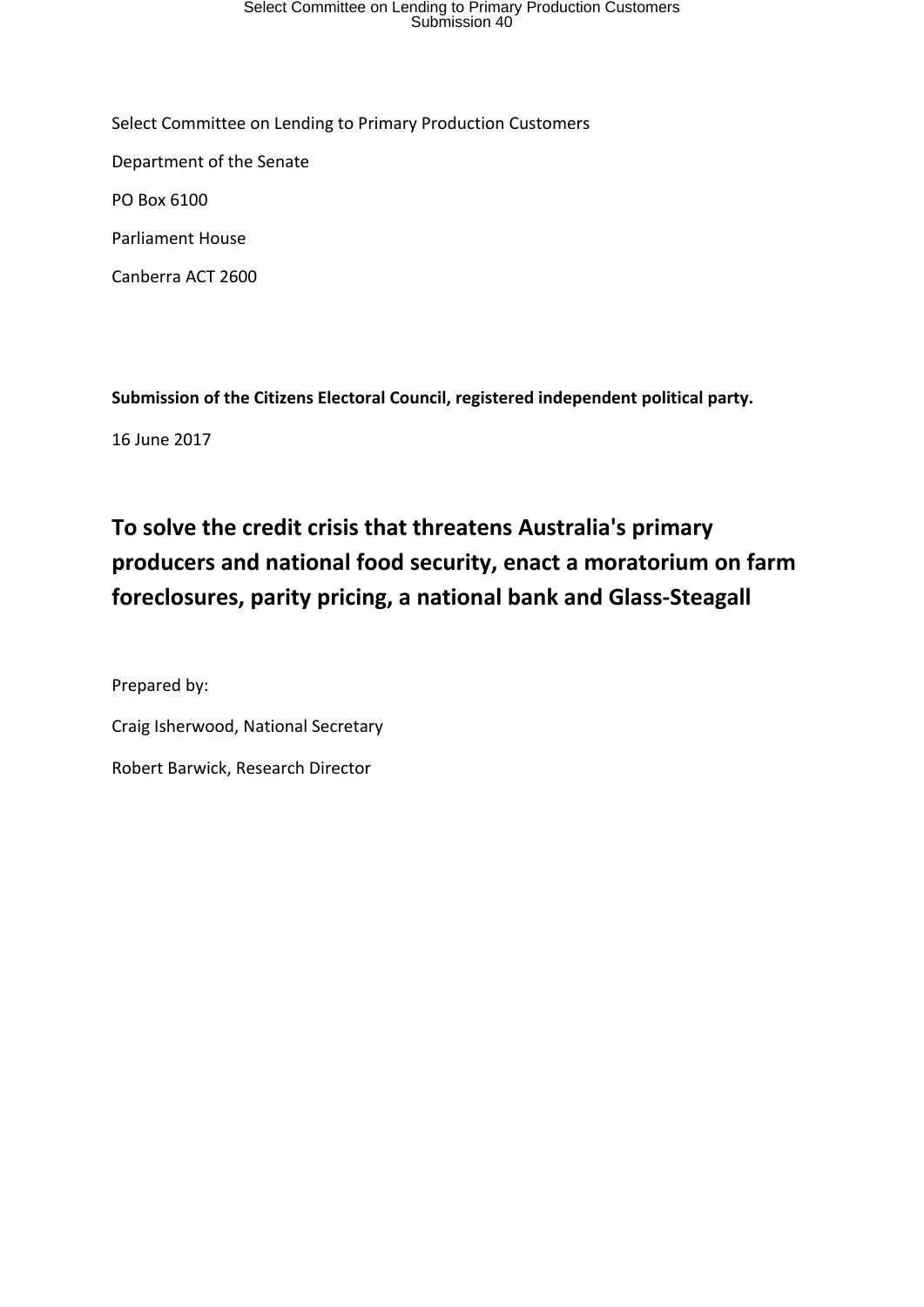Select Committee on Lending to Primary Production Customers

Department of the Senate

PO Box 6100

Parliament House

Canberra ACT 2600

**Submission of the Citizens Electoral Council, registered independent political party.**

16 June 2017

# To solve the credit crisis that threatens Australia's primary producers and national food security, enact a moratorium on farm foreclosures, parity pricing, a national bank and Glass-Steagall

Prepared by:

Craig Isherwood, National Secretary

Robert Barwick, Research Director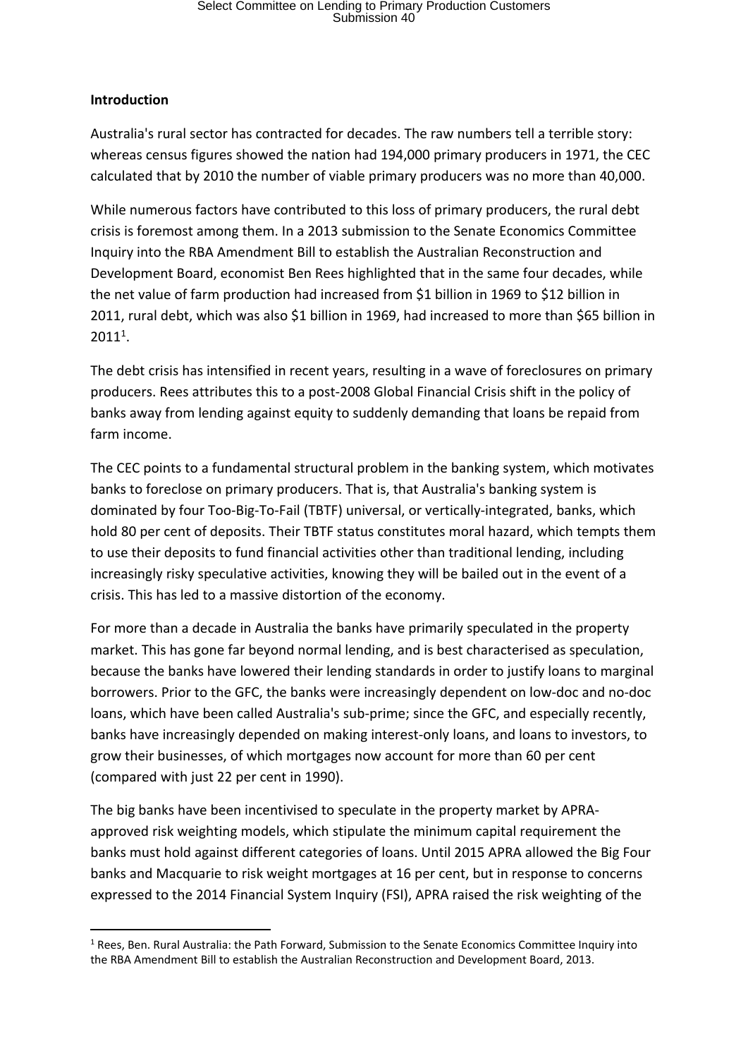**Introduction**

Australia's rural sector has contracted for decades. The raw numbers tell a terrible story: whereas census figures showed the nation had 194,000 primary producers in 1971, the CEC calculated that by 2010 the number of viable primary producers was no more than 40,000.

While numerous factors have contributed to this loss of primary producers, the rural debt crisis is foremost among them. In a 2013 submission to the Senate Economics Committee Inquiry into the RBA Amendment Bill to establish the Australian Reconstruction and Development Board, economist Ben Rees highlighted that in the same four decades, while the net value of farm production had increased from $1 billion in 1969 to $12 billion in 2011, rural debt, which was also $1 billion in 1969, had increased to more than $65 billion in 2011[1].

The debt crisis has intensified in recent years, resulting in a wave of foreclosures on primary producers. Rees attributes this to a post-2008 Global Financial Crisis shift in the policy of banks away from lending against equity to suddenly demanding that loans be repaid from farm income.

The CEC points to a fundamental structural problem in the banking system, which motivates banks to foreclose on primary producers. That is, that Australia's banking system is dominated by four Too-Big-To-Fail (TBTF) universal, or vertically-integrated, banks, which hold 80 per cent of deposits. Their TBTF status constitutes moral hazard, which tempts them to use their deposits to fund financial activities other than traditional lending, including increasingly risky speculative activities, knowing they will be bailed out in the event of a crisis. This has led to a massive distortion of the economy.

For more than a decade in Australia the banks have primarily speculated in the property market. This has gone far beyond normal lending, and is best characterised as speculation, because the banks have lowered their lending standards in order to justify loans to marginal borrowers. Prior to the GFC, the banks were increasingly dependent on low-doc and no-doc loans, which have been called Australia's sub-prime; since the GFC, and especially recently, banks have increasingly depended on making interest-only loans, and loans to investors, to grow their businesses, of which mortgages now account for more than 60 per cent (compared with just 22 per cent in 1990).

The big banks have been incentivised to speculate in the property market by APRA-approved risk weighting models, which stipulate the minimum capital requirement the banks must hold against different categories of loans. Until 2015 APRA allowed the Big Four banks and Macquarie to risk weight mortgages at 16 per cent, but in response to concerns expressed to the 2014 Financial System Inquiry (FSI), APRA raised the risk weighting of the

[1] Rees, Ben. Rural Australia: the Path Forward, Submission to the Senate Economics Committee Inquiry into the RBA Amendment Bill to establish the Australian Reconstruction and Development Board, 2013.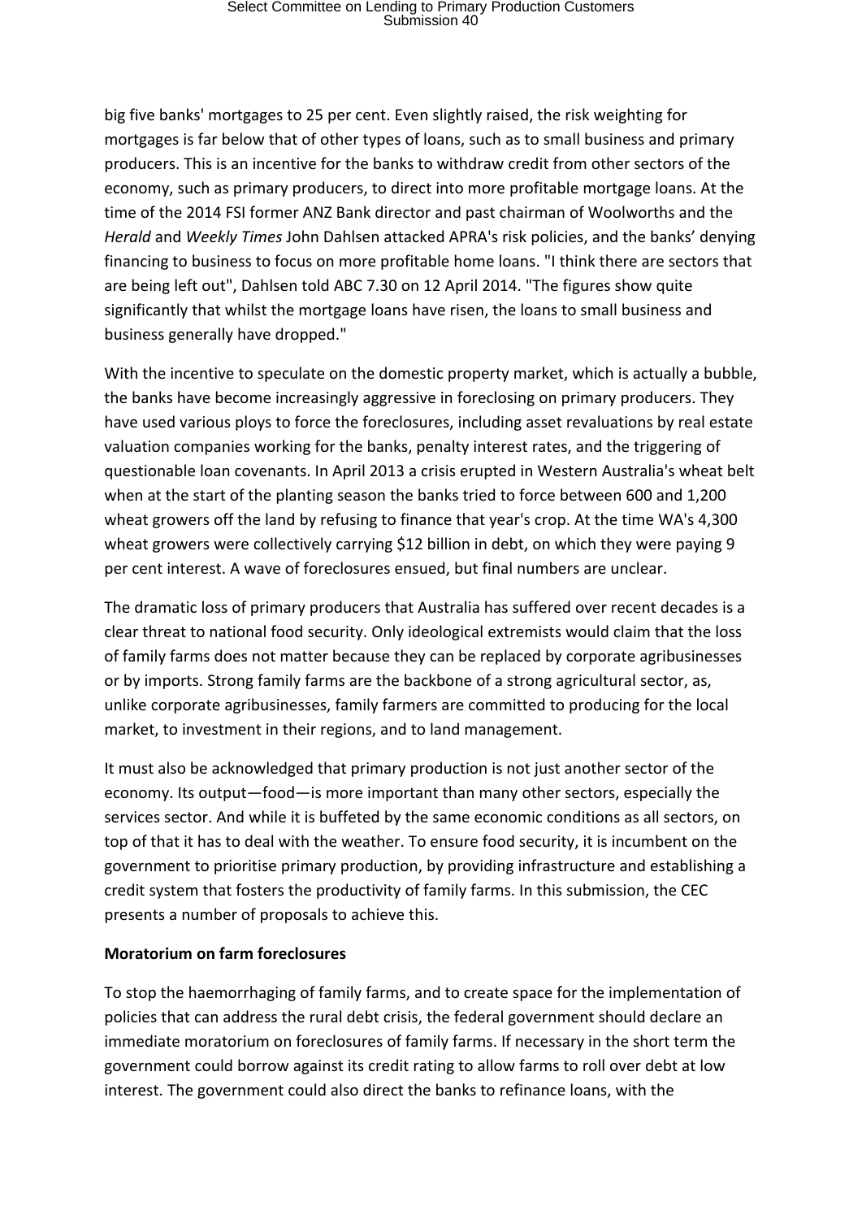big five banks' mortgages to 25 per cent. Even slightly raised, the risk weighting for mortgages is far below that of other types of loans, such as to small business and primary producers. This is an incentive for the banks to withdraw credit from other sectors of the economy, such as primary producers, to direct into more profitable mortgage loans. At the time of the 2014 FSI former ANZ Bank director and past chairman of Woolworths and the *Herald* and *Weekly Times* John Dahlsen attacked APRA's risk policies, and the banks' denying financing to business to focus on more profitable home loans. "I think there are sectors that are being left out", Dahlsen told ABC 7.30 on 12 April 2014. "The figures show quite significantly that whilst the mortgage loans have risen, the loans to small business and business generally have dropped."

With the incentive to speculate on the domestic property market, which is actually a bubble, the banks have become increasingly aggressive in foreclosing on primary producers. They have used various ploys to force the foreclosures, including asset revaluations by real estate valuation companies working for the banks, penalty interest rates, and the triggering of questionable loan covenants. In April 2013 a crisis erupted in Western Australia's wheat belt when at the start of the planting season the banks tried to force between 600 and 1,200 wheat growers off the land by refusing to finance that year's crop. At the time WA's 4,300 wheat growers were collectively carrying $12 billion in debt, on which they were paying 9 per cent interest. A wave of foreclosures ensued, but final numbers are unclear.

The dramatic loss of primary producers that Australia has suffered over recent decades is a clear threat to national food security. Only ideological extremists would claim that the loss of family farms does not matter because they can be replaced by corporate agribusinesses or by imports. Strong family farms are the backbone of a strong agricultural sector, as, unlike corporate agribusinesses, family farmers are committed to producing for the local market, to investment in their regions, and to land management.

It must also be acknowledged that primary production is not just another sector of the economy. Its output—food—is more important than many other sectors, especially the services sector. And while it is buffeted by the same economic conditions as all sectors, on top of that it has to deal with the weather. To ensure food security, it is incumbent on the government to prioritise primary production, by providing infrastructure and establishing a credit system that fosters the productivity of family farms. In this submission, the CEC presents a number of proposals to achieve this.

**Moratorium on farm foreclosures**

To stop the haemorrhaging of family farms, and to create space for the implementation of policies that can address the rural debt crisis, the federal government should declare an immediate moratorium on foreclosures of family farms. If necessary in the short term the government could borrow against its credit rating to allow farms to roll over debt at low interest. The government could also direct the banks to refinance loans, with the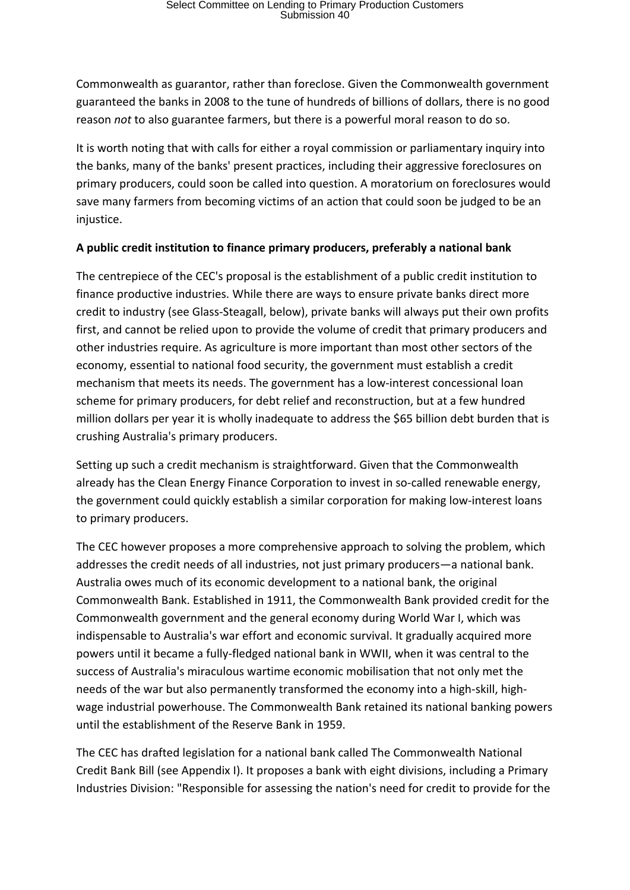Commonwealth as guarantor, rather than foreclose. Given the Commonwealth government guaranteed the banks in 2008 to the tune of hundreds of billions of dollars, there is no good reason *not* to also guarantee farmers, but there is a powerful moral reason to do so.

It is worth noting that with calls for either a royal commission or parliamentary inquiry into the banks, many of the banks' present practices, including their aggressive foreclosures on primary producers, could soon be called into question. A moratorium on foreclosures would save many farmers from becoming victims of an action that could soon be judged to be an injustice.

**A public credit institution to finance primary producers, preferably a national bank**

The centrepiece of the CEC's proposal is the establishment of a public credit institution to finance productive industries. While there are ways to ensure private banks direct more credit to industry (see Glass-Steagall, below), private banks will always put their own profits first, and cannot be relied upon to provide the volume of credit that primary producers and other industries require. As agriculture is more important than most other sectors of the economy, essential to national food security, the government must establish a credit mechanism that meets its needs. The government has a low-interest concessional loan scheme for primary producers, for debt relief and reconstruction, but at a few hundred million dollars per year it is wholly inadequate to address the $65 billion debt burden that is crushing Australia's primary producers.

Setting up such a credit mechanism is straightforward. Given that the Commonwealth already has the Clean Energy Finance Corporation to invest in so-called renewable energy, the government could quickly establish a similar corporation for making low-interest loans to primary producers.

The CEC however proposes a more comprehensive approach to solving the problem, which addresses the credit needs of all industries, not just primary producers—a national bank. Australia owes much of its economic development to a national bank, the original Commonwealth Bank. Established in 1911, the Commonwealth Bank provided credit for the Commonwealth government and the general economy during World War I, which was indispensable to Australia's war effort and economic survival. It gradually acquired more powers until it became a fully-fledged national bank in WWII, when it was central to the success of Australia's miraculous wartime economic mobilisation that not only met the needs of the war but also permanently transformed the economy into a high-skill, high-wage industrial powerhouse. The Commonwealth Bank retained its national banking powers until the establishment of the Reserve Bank in 1959.

The CEC has drafted legislation for a national bank called The Commonwealth National Credit Bank Bill (see Appendix I). It proposes a bank with eight divisions, including a Primary Industries Division: "Responsible for assessing the nation's need for credit to provide for the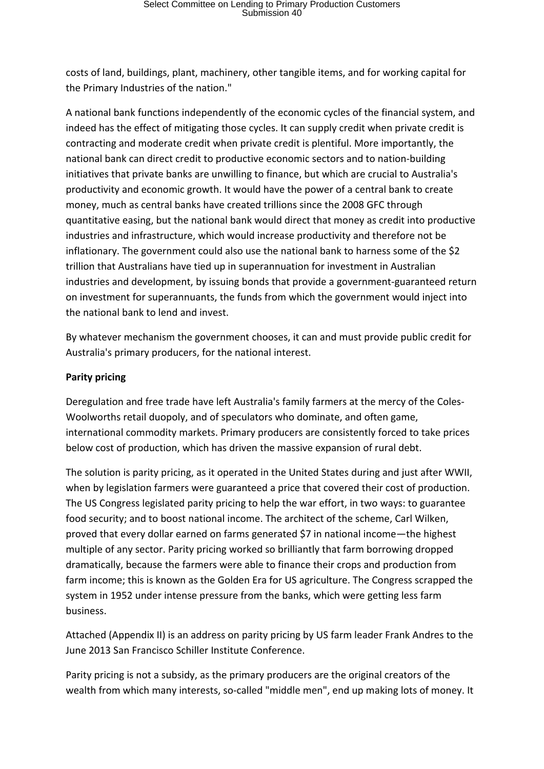costs of land, buildings, plant, machinery, other tangible items, and for working capital for the Primary Industries of the nation."

A national bank functions independently of the economic cycles of the financial system, and indeed has the effect of mitigating those cycles. It can supply credit when private credit is contracting and moderate credit when private credit is plentiful. More importantly, the national bank can direct credit to productive economic sectors and to nation-building initiatives that private banks are unwilling to finance, but which are crucial to Australia's productivity and economic growth. It would have the power of a central bank to create money, much as central banks have created trillions since the 2008 GFC through quantitative easing, but the national bank would direct that money as credit into productive industries and infrastructure, which would increase productivity and therefore not be inflationary. The government could also use the national bank to harness some of the $2 trillion that Australians have tied up in superannuation for investment in Australian industries and development, by issuing bonds that provide a government-guaranteed return on investment for superannuants, the funds from which the government would inject into the national bank to lend and invest.

By whatever mechanism the government chooses, it can and must provide public credit for Australia's primary producers, for the national interest.

**Parity pricing**

Deregulation and free trade have left Australia's family farmers at the mercy of the Coles-Woolworths retail duopoly, and of speculators who dominate, and often game, international commodity markets. Primary producers are consistently forced to take prices below cost of production, which has driven the massive expansion of rural debt.

The solution is parity pricing, as it operated in the United States during and just after WWII, when by legislation farmers were guaranteed a price that covered their cost of production. The US Congress legislated parity pricing to help the war effort, in two ways: to guarantee food security; and to boost national income. The architect of the scheme, Carl Wilken, proved that every dollar earned on farms generated $7 in national income—the highest multiple of any sector. Parity pricing worked so brilliantly that farm borrowing dropped dramatically, because the farmers were able to finance their crops and production from farm income; this is known as the Golden Era for US agriculture. The Congress scrapped the system in 1952 under intense pressure from the banks, which were getting less farm business.

Attached (Appendix II) is an address on parity pricing by US farm leader Frank Andres to the June 2013 San Francisco Schiller Institute Conference.

Parity pricing is not a subsidy, as the primary producers are the original creators of the wealth from which many interests, so-called "middle men", end up making lots of money. It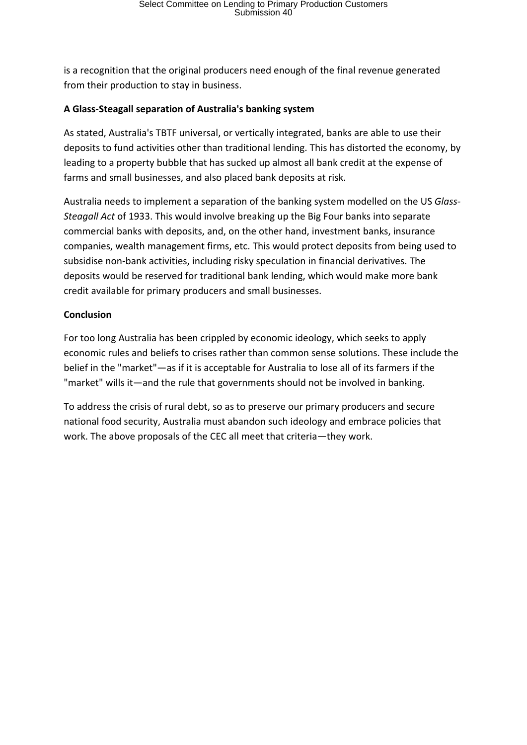is a recognition that the original producers need enough of the final revenue generated from their production to stay in business.

**A Glass-Steagall separation of Australia's banking system**

As stated, Australia's TBTF universal, or vertically integrated, banks are able to use their deposits to fund activities other than traditional lending. This has distorted the economy, by leading to a property bubble that has sucked up almost all bank credit at the expense of farms and small businesses, and also placed bank deposits at risk.

Australia needs to implement a separation of the banking system modelled on the US *Glass-Steagall Act* of 1933. This would involve breaking up the Big Four banks into separate commercial banks with deposits, and, on the other hand, investment banks, insurance companies, wealth management firms, etc. This would protect deposits from being used to subsidise non-bank activities, including risky speculation in financial derivatives. The deposits would be reserved for traditional bank lending, which would make more bank credit available for primary producers and small businesses.

**Conclusion**

For too long Australia has been crippled by economic ideology, which seeks to apply economic rules and beliefs to crises rather than common sense solutions. These include the belief in the "market"—as if it is acceptable for Australia to lose all of its farmers if the "market" wills it—and the rule that governments should not be involved in banking.

To address the crisis of rural debt, so as to preserve our primary producers and secure national food security, Australia must abandon such ideology and embrace policies that work. The above proposals of the CEC all meet that criteria—they work.